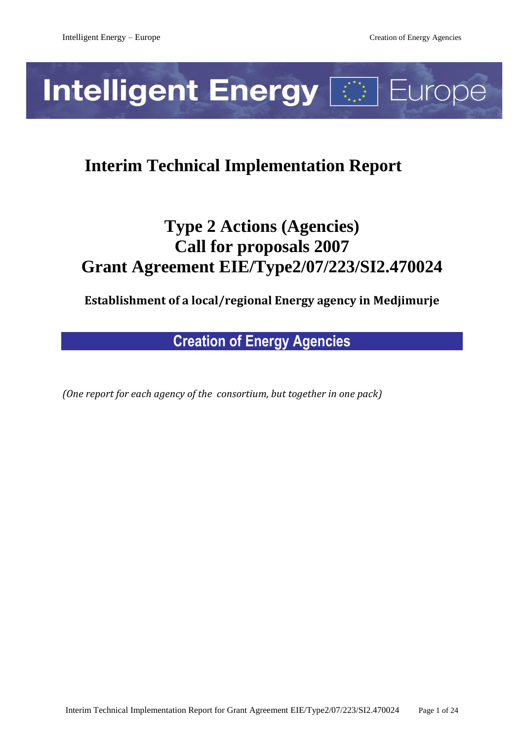# Intelligent Energy Europe

# Interim Technical Implementation Report

## Type 2 Actions (Agencies)
## Call for proposals 2007
## Grant Agreement EIE/Type2/07/223/SI2.470024

**Establishment of a local/regional Energy agency in Medjimurje**

## Creation of Energy Agencies

*(One report for each agency of the consortium, but together in one pack)*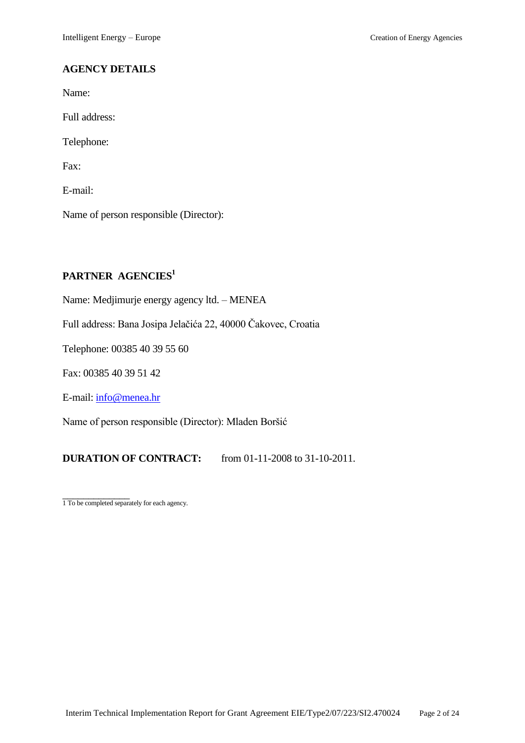## AGENCY DETAILS

Name:

Full address:

Telephone:

Fax:

E-mail:

Name of person responsible (Director):

## PARTNER AGENCIES[1]

Name: Medjimurje energy agency ltd. – MENEA

Full address: Bana Josipa Jelačića 22, 40000 Čakovec, Croatia

Telephone: 00385 40 39 55 60

Fax: 00385 40 39 51 42

E-mail: info@menea.hr

Name of person responsible (Director): Mladen Boršić

**DURATION OF CONTRACT:** from 01-11-2008 to 31-10-2011.

---

1 To be completed separately for each agency.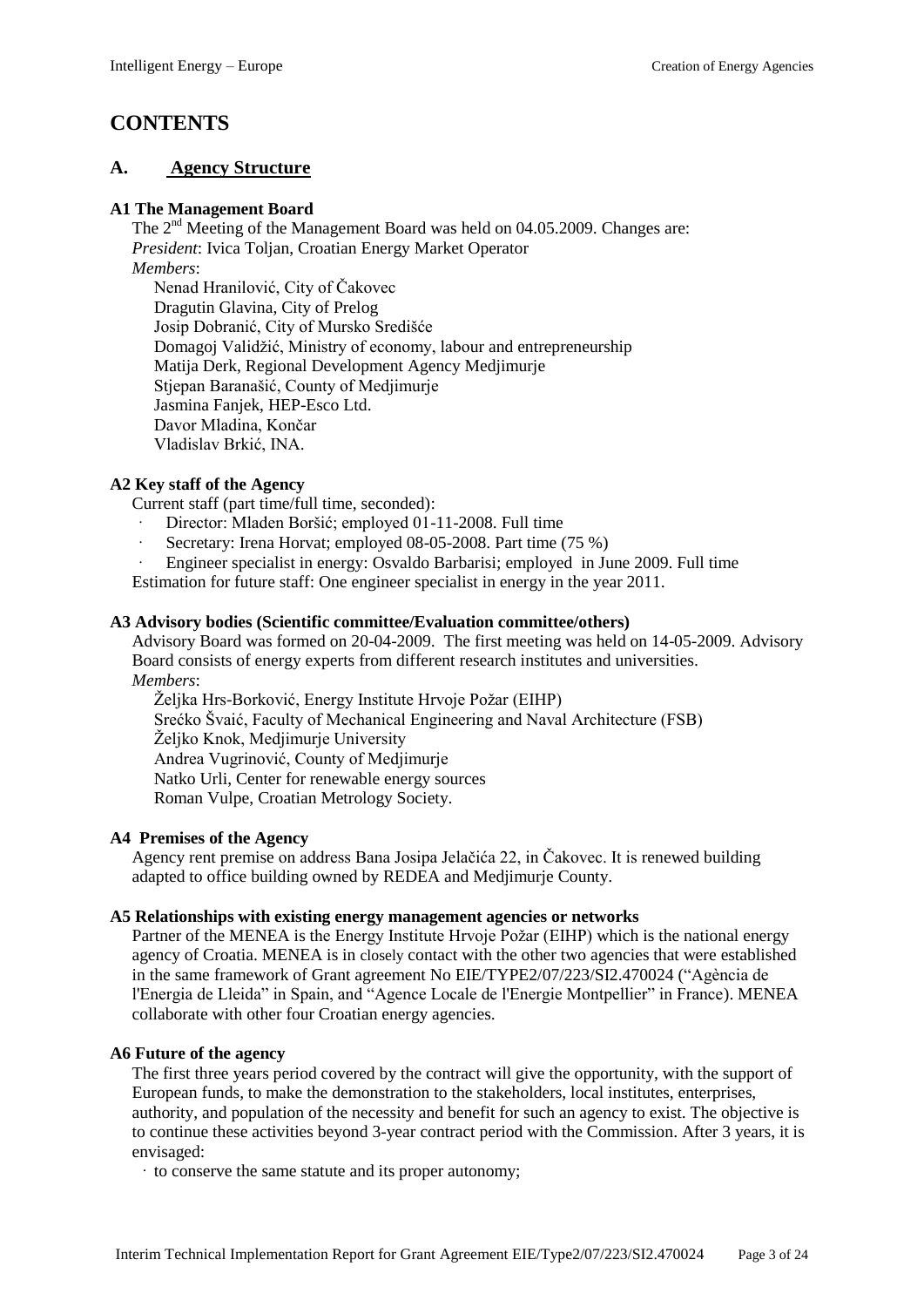# CONTENTS

## A. Agency Structure

### A1 The Management Board

The 2nd Meeting of the Management Board was held on 04.05.2009. Changes are:

*President*: Ivica Toljan, Croatian Energy Market Operator

*Members*:

Nenad Hranilović, City of Čakovec
Dragutin Glavina, City of Prelog
Josip Dobranić, City of Mursko Središće
Domagoj Validžić, Ministry of economy, labour and entrepreneurship
Matija Derk, Regional Development Agency Medjimurje
Stjepan Baranašić, County of Medjimurje
Jasmina Fanjek, HEP-Esco Ltd.
Davor Mladina, Končar
Vladislav Brkić, INA.

### A2 Key staff of the Agency

Current staff (part time/full time, seconded):

- Director: Mladen Boršić; employed 01-11-2008. Full time
- Secretary: Irena Horvat; employed 08-05-2008. Part time (75 %)
- Engineer specialist in energy: Osvaldo Barbarisi; employed in June 2009. Full time

Estimation for future staff: One engineer specialist in energy in the year 2011.

### A3 Advisory bodies (Scientific committee/Evaluation committee/others)

Advisory Board was formed on 20-04-2009. The first meeting was held on 14-05-2009. Advisory Board consists of energy experts from different research institutes and universities.

*Members*:

Željka Hrs-Borković, Energy Institute Hrvoje Požar (EIHP)
Srećko Švaić, Faculty of Mechanical Engineering and Naval Architecture (FSB)
Željko Knok, Medjimurje University
Andrea Vugrinović, County of Medjimurje
Natko Urli, Center for renewable energy sources
Roman Vulpe, Croatian Metrology Society.

### A4 Premises of the Agency

Agency rent premise on address Bana Josipa Jelačića 22, in Čakovec. It is renewed building adapted to office building owned by REDEA and Medjimurje County.

### A5 Relationships with existing energy management agencies or networks

Partner of the MENEA is the Energy Institute Hrvoje Požar (EIHP) which is the national energy agency of Croatia. MENEA is in closely contact with the other two agencies that were established in the same framework of Grant agreement No EIE/TYPE2/07/223/SI2.470024 ("Agència de l'Energia de Lleida" in Spain, and "Agence Locale de l'Energie Montpellier" in France). MENEA collaborate with other four Croatian energy agencies.

### A6 Future of the agency

The first three years period covered by the contract will give the opportunity, with the support of European funds, to make the demonstration to the stakeholders, local institutes, enterprises, authority, and population of the necessity and benefit for such an agency to exist. The objective is to continue these activities beyond 3-year contract period with the Commission. After 3 years, it is envisaged:

- to conserve the same statute and its proper autonomy;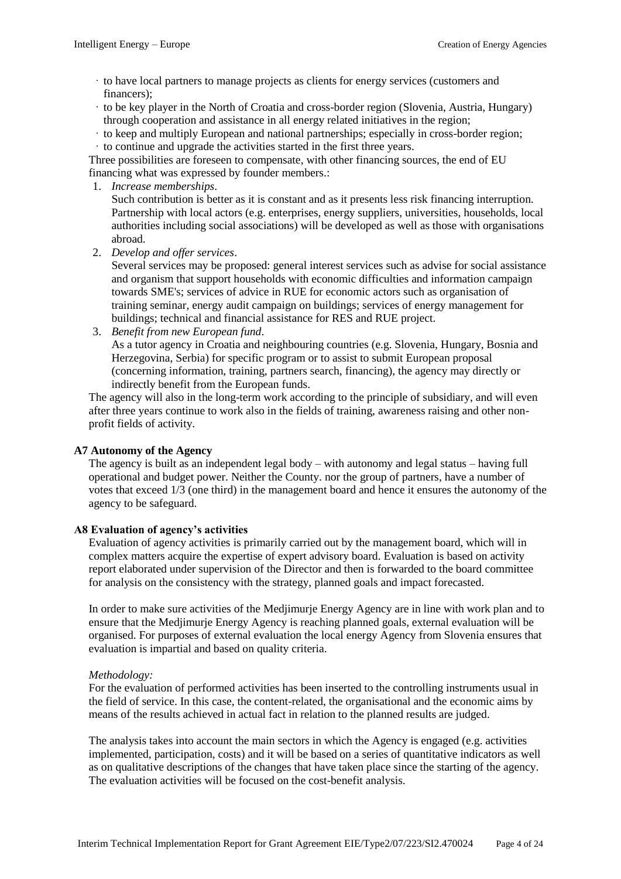- to have local partners to manage projects as clients for energy services (customers and financers);
- to be key player in the North of Croatia and cross-border region (Slovenia, Austria, Hungary) through cooperation and assistance in all energy related initiatives in the region;
- to keep and multiply European and national partnerships; especially in cross-border region;
- to continue and upgrade the activities started in the first three years.

Three possibilities are foreseen to compensate, with other financing sources, the end of EU financing what was expressed by founder members.:

1. *Increase memberships*.
   Such contribution is better as it is constant and as it presents less risk financing interruption. Partnership with local actors (e.g. enterprises, energy suppliers, universities, households, local authorities including social associations) will be developed as well as those with organisations abroad.
2. *Develop and offer services*.
   Several services may be proposed: general interest services such as advise for social assistance and organism that support households with economic difficulties and information campaign towards SME's; services of advice in RUE for economic actors such as organisation of training seminar, energy audit campaign on buildings; services of energy management for buildings; technical and financial assistance for RES and RUE project.
3. *Benefit from new European fund*.
   As a tutor agency in Croatia and neighbouring countries (e.g. Slovenia, Hungary, Bosnia and Herzegovina, Serbia) for specific program or to assist to submit European proposal (concerning information, training, partners search, financing), the agency may directly or indirectly benefit from the European funds.

The agency will also in the long-term work according to the principle of subsidiary, and will even after three years continue to work also in the fields of training, awareness raising and other non-profit fields of activity.

### A7 Autonomy of the Agency

The agency is built as an independent legal body – with autonomy and legal status – having full operational and budget power. Neither the County. nor the group of partners, have a number of votes that exceed 1/3 (one third) in the management board and hence it ensures the autonomy of the agency to be safeguard.

### A8 Evaluation of agency's activities

Evaluation of agency activities is primarily carried out by the management board, which will in complex matters acquire the expertise of expert advisory board. Evaluation is based on activity report elaborated under supervision of the Director and then is forwarded to the board committee for analysis on the consistency with the strategy, planned goals and impact forecasted.

In order to make sure activities of the Medjimurje Energy Agency are in line with work plan and to ensure that the Medjimurje Energy Agency is reaching planned goals, external evaluation will be organised. For purposes of external evaluation the local energy Agency from Slovenia ensures that evaluation is impartial and based on quality criteria.

*Methodology:*

For the evaluation of performed activities has been inserted to the controlling instruments usual in the field of service. In this case, the content-related, the organisational and the economic aims by means of the results achieved in actual fact in relation to the planned results are judged.

The analysis takes into account the main sectors in which the Agency is engaged (e.g. activities implemented, participation, costs) and it will be based on a series of quantitative indicators as well as on qualitative descriptions of the changes that have taken place since the starting of the agency. The evaluation activities will be focused on the cost-benefit analysis.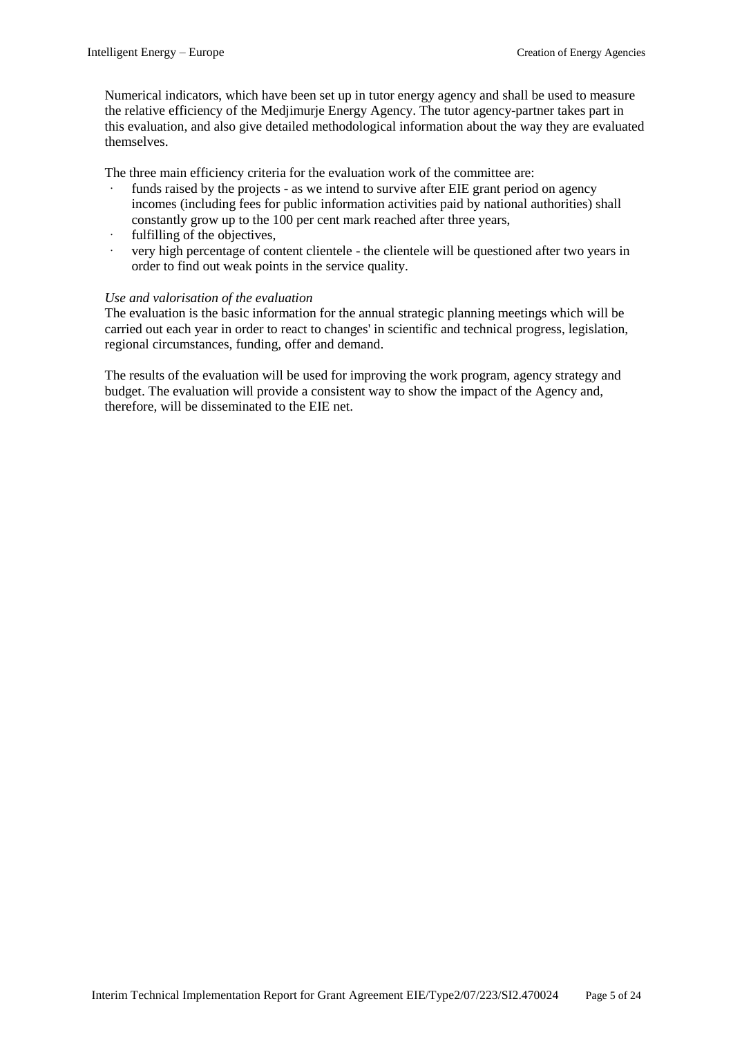Numerical indicators, which have been set up in tutor energy agency and shall be used to measure the relative efficiency of the Medjimurje Energy Agency. The tutor agency-partner takes part in this evaluation, and also give detailed methodological information about the way they are evaluated themselves.

The three main efficiency criteria for the evaluation work of the committee are:

- funds raised by the projects - as we intend to survive after EIE grant period on agency incomes (including fees for public information activities paid by national authorities) shall constantly grow up to the 100 per cent mark reached after three years,
- fulfilling of the objectives,
- very high percentage of content clientele - the clientele will be questioned after two years in order to find out weak points in the service quality.

*Use and valorisation of the evaluation*

The evaluation is the basic information for the annual strategic planning meetings which will be carried out each year in order to react to changes' in scientific and technical progress, legislation, regional circumstances, funding, offer and demand.

The results of the evaluation will be used for improving the work program, agency strategy and budget. The evaluation will provide a consistent way to show the impact of the Agency and, therefore, will be disseminated to the EIE net.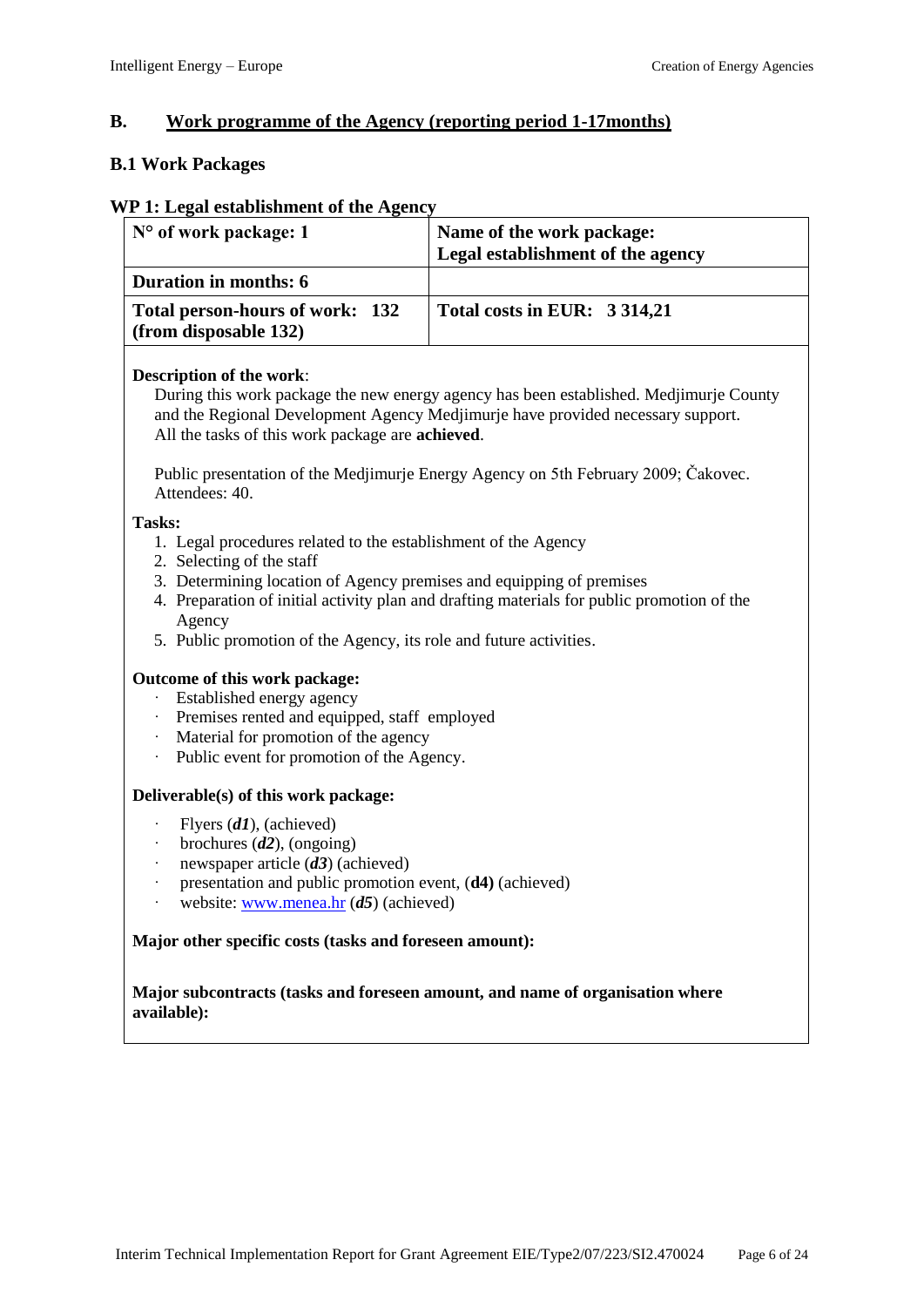## B. Work programme of the Agency (reporting period 1-17months)

### B.1 Work Packages

#### WP 1: Legal establishment of the Agency

| N° of work package: 1 | Name of the work package: Legal establishment of the agency |
|---|---|
| **Duration in months: 6** | |
| **Total person-hours of work: 132 (from disposable 132)** | **Total costs in EUR: 3 314,21** |

**Description of the work**:

During this work package the new energy agency has been established. Medjimurje County and the Regional Development Agency Medjimurje have provided necessary support. All the tasks of this work package are **achieved**.

Public presentation of the Medjimurje Energy Agency on 5th February 2009; Čakovec. Attendees: 40.

**Tasks:**

1. Legal procedures related to the establishment of the Agency
2. Selecting of the staff
3. Determining location of Agency premises and equipping of premises
4. Preparation of initial activity plan and drafting materials for public promotion of the Agency
5. Public promotion of the Agency, its role and future activities.

**Outcome of this work package:**

- Established energy agency
- Premises rented and equipped, staff employed
- Material for promotion of the agency
- Public event for promotion of the Agency.

**Deliverable(s) of this work package:**

- Flyers (***d1***), (achieved)
- brochures (***d2***), (ongoing)
- newspaper article (***d3***) (achieved)
- presentation and public promotion event, (**d4)** (achieved)
- website: www.menea.hr (***d5***) (achieved)

**Major other specific costs (tasks and foreseen amount):**

**Major subcontracts (tasks and foreseen amount, and name of organisation where available):**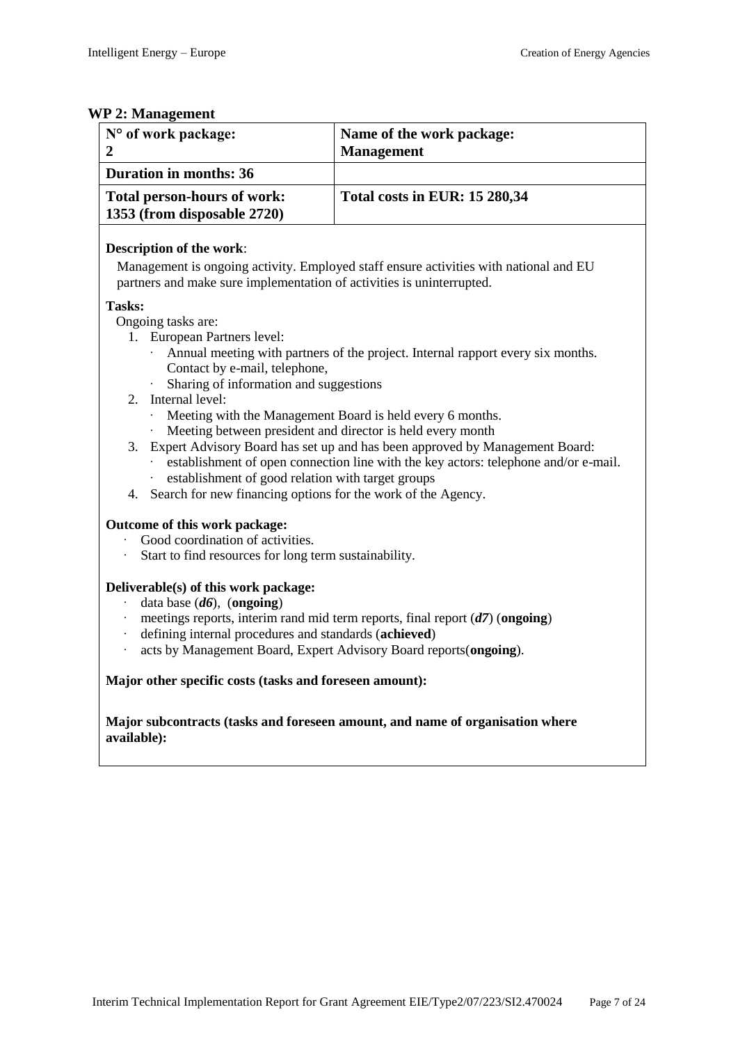## WP 2: Management

| **N° of work package: 2** | **Name of the work package: Management** |
| --- | --- |
| **Duration in months: 36** | |
| **Total person-hours of work: 1353 (from disposable 2720)** | **Total costs in EUR: 15 280,34** |

**Description of the work**:

Management is ongoing activity. Employed staff ensure activities with national and EU partners and make sure implementation of activities is uninterrupted.

**Tasks:**

Ongoing tasks are:

1. European Partners level:
   - Annual meeting with partners of the project. Internal rapport every six months. Contact by e-mail, telephone,
   - Sharing of information and suggestions
2. Internal level:
   - Meeting with the Management Board is held every 6 months.
   - Meeting between president and director is held every month
3. Expert Advisory Board has set up and has been approved by Management Board:
   - establishment of open connection line with the key actors: telephone and/or e-mail.
   - establishment of good relation with target groups
4. Search for new financing options for the work of the Agency.

**Outcome of this work package:**

- Good coordination of activities.
- Start to find resources for long term sustainability.

**Deliverable(s) of this work package:**

- data base (***d6***), (**ongoing**)
- meetings reports, interim rand mid term reports, final report (***d7***) (**ongoing**)
- defining internal procedures and standards (**achieved**)
- acts by Management Board, Expert Advisory Board reports(**ongoing**).

**Major other specific costs (tasks and foreseen amount):**

**Major subcontracts (tasks and foreseen amount, and name of organisation where available):**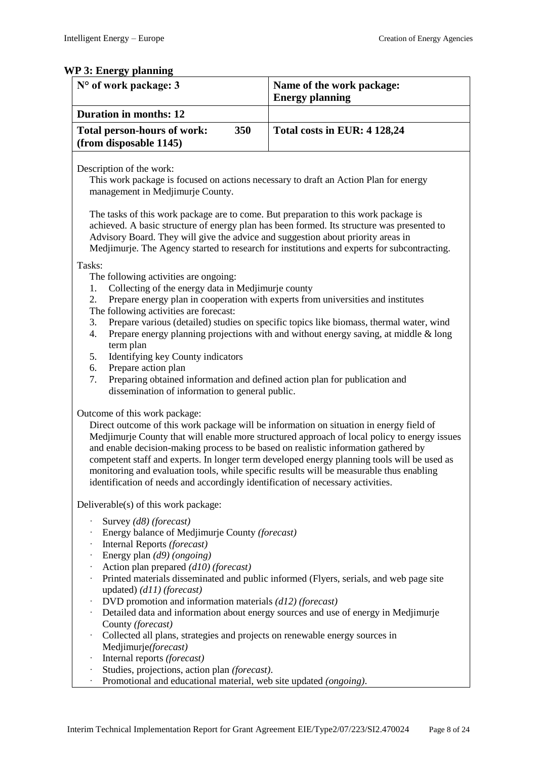## WP 3: Energy planning

| N° of work package: 3 | Name of the work package: Energy planning |
|---|---|
| **Duration in months: 12** | |
| **Total person-hours of work: 350 (from disposable 1145)** | **Total costs in EUR: 4 128,24** |

Description of the work:

This work package is focused on actions necessary to draft an Action Plan for energy management in Medjimurje County.

The tasks of this work package are to come. But preparation to this work package is achieved. A basic structure of energy plan has been formed. Its structure was presented to Advisory Board. They will give the advice and suggestion about priority areas in Medjimurje. The Agency started to research for institutions and experts for subcontracting.

Tasks:

The following activities are ongoing:

1. Collecting of the energy data in Medjimurje county
2. Prepare energy plan in cooperation with experts from universities and institutes

The following activities are forecast:

3. Prepare various (detailed) studies on specific topics like biomass, thermal water, wind
4. Prepare energy planning projections with and without energy saving, at middle & long term plan
5. Identifying key County indicators
6. Prepare action plan
7. Preparing obtained information and defined action plan for publication and dissemination of information to general public.

Outcome of this work package:

Direct outcome of this work package will be information on situation in energy field of Medjimurje County that will enable more structured approach of local policy to energy issues and enable decision-making process to be based on realistic information gathered by competent staff and experts. In longer term developed energy planning tools will be used as monitoring and evaluation tools, while specific results will be measurable thus enabling identification of needs and accordingly identification of necessary activities.

Deliverable(s) of this work package:

- Survey *(d8) (forecast)*
- Energy balance of Medjimurje County *(forecast)*
- Internal Reports *(forecast)*
- Energy plan *(d9) (ongoing)*
- Action plan prepared *(d10) (forecast)*
- Printed materials disseminated and public informed (Flyers, serials, and web page site updated) *(d11) (forecast)*
- DVD promotion and information materials *(d12) (forecast)*
- Detailed data and information about energy sources and use of energy in Medjimurje County *(forecast)*
- Collected all plans, strategies and projects on renewable energy sources in Medjimurje*(forecast)*
- Internal reports *(forecast)*
- Studies, projections, action plan *(forecast)*.
- Promotional and educational material, web site updated *(ongoing)*.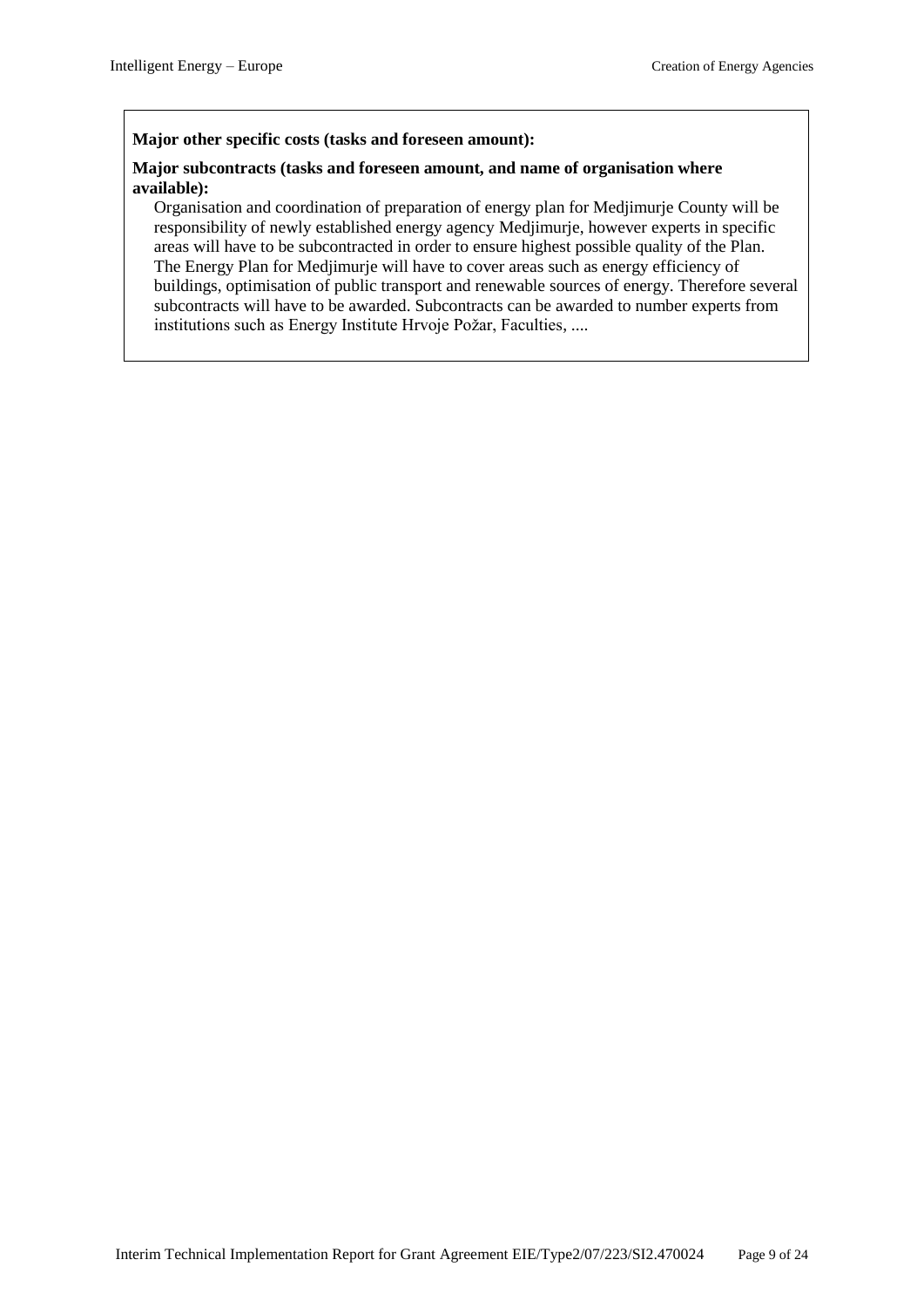**Major other specific costs (tasks and foreseen amount):**

**Major subcontracts (tasks and foreseen amount, and name of organisation where available):**

Organisation and coordination of preparation of energy plan for Medjimurje County will be responsibility of newly established energy agency Medjimurje, however experts in specific areas will have to be subcontracted in order to ensure highest possible quality of the Plan. The Energy Plan for Medjimurje will have to cover areas such as energy efficiency of buildings, optimisation of public transport and renewable sources of energy. Therefore several subcontracts will have to be awarded. Subcontracts can be awarded to number experts from institutions such as Energy Institute Hrvoje Požar, Faculties, ....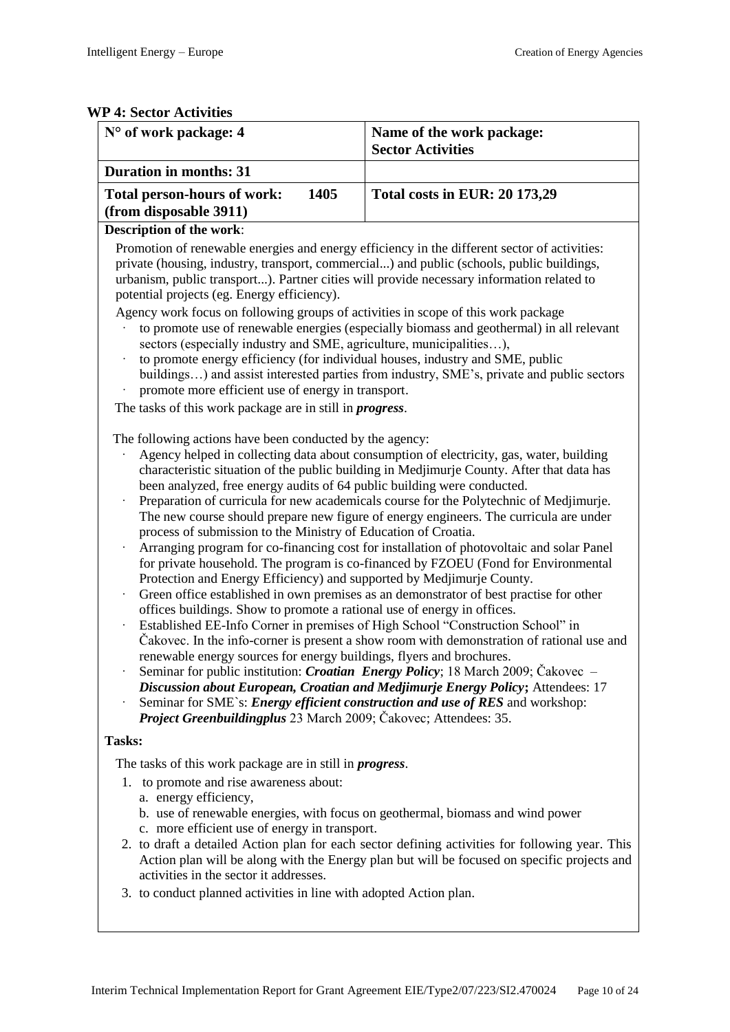## WP 4: Sector Activities

| N° of work package: 4 | Name of the work package: Sector Activities |
|---|---|
| **Duration in months: 31** | |
| **Total person-hours of work: 1405 (from disposable 3911)** | **Total costs in EUR: 20 173,29** |

**Description of the work**:

Promotion of renewable energies and energy efficiency in the different sector of activities: private (housing, industry, transport, commercial...) and public (schools, public buildings, urbanism, public transport...). Partner cities will provide necessary information related to potential projects (eg. Energy efficiency).

Agency work focus on following groups of activities in scope of this work package

- to promote use of renewable energies (especially biomass and geothermal) in all relevant sectors (especially industry and SME, agriculture, municipalities…),
- to promote energy efficiency (for individual houses, industry and SME, public buildings…) and assist interested parties from industry, SME's, private and public sectors
- promote more efficient use of energy in transport.

The tasks of this work package are in still in ***progress***.

The following actions have been conducted by the agency:

- Agency helped in collecting data about consumption of electricity, gas, water, building characteristic situation of the public building in Medjimurje County. After that data has been analyzed, free energy audits of 64 public building were conducted.
- Preparation of curricula for new academicals course for the Polytechnic of Medjimurje. The new course should prepare new figure of energy engineers. The curricula are under process of submission to the Ministry of Education of Croatia.
- Arranging program for co-financing cost for installation of photovoltaic and solar Panel for private household. The program is co-financed by FZOEU (Fond for Environmental Protection and Energy Efficiency) and supported by Medjimurje County.
- Green office established in own premises as an demonstrator of best practise for other offices buildings. Show to promote a rational use of energy in offices.
- Established EE-Info Corner in premises of High School "Construction School" in Čakovec. In the info-corner is present a show room with demonstration of rational use and renewable energy sources for energy buildings, flyers and brochures.
- Seminar for public institution: ***Croatian Energy Policy***; 18 March 2009; Čakovec – ***Discussion about European, Croatian and Medjimurje Energy Policy*;** Attendees: 17
- Seminar for SME`s: ***Energy efficient construction and use of RES*** and workshop: ***Project Greenbuildingplus*** 23 March 2009; Čakovec; Attendees: 35.

**Tasks:**

The tasks of this work package are in still in ***progress***.

1. to promote and rise awareness about:
   a. energy efficiency,
   b. use of renewable energies, with focus on geothermal, biomass and wind power
   c. more efficient use of energy in transport.
2. to draft a detailed Action plan for each sector defining activities for following year. This Action plan will be along with the Energy plan but will be focused on specific projects and activities in the sector it addresses.
3. to conduct planned activities in line with adopted Action plan.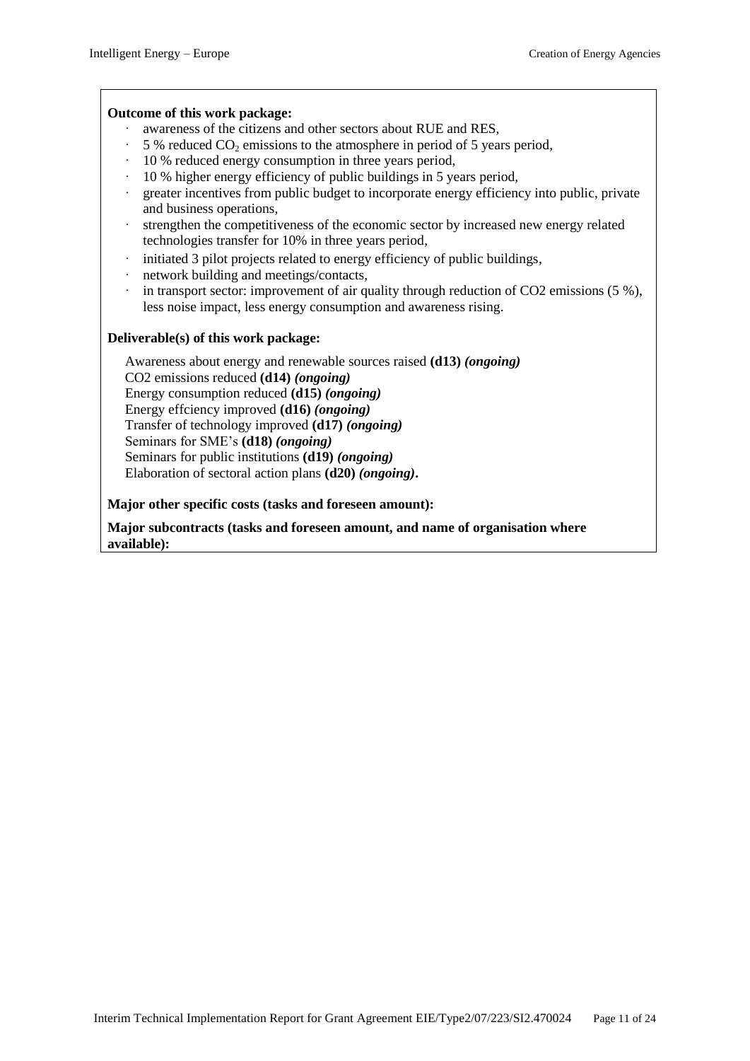**Outcome of this work package:**

- awareness of the citizens and other sectors about RUE and RES,
- 5 % reduced $CO_2$ emissions to the atmosphere in period of 5 years period,
- 10 % reduced energy consumption in three years period,
- 10 % higher energy efficiency of public buildings in 5 years period,
- greater incentives from public budget to incorporate energy efficiency into public, private and business operations,
- strengthen the competitiveness of the economic sector by increased new energy related technologies transfer for 10% in three years period,
- initiated 3 pilot projects related to energy efficiency of public buildings,
- network building and meetings/contacts,
- in transport sector: improvement of air quality through reduction of CO2 emissions (5 %), less noise impact, less energy consumption and awareness rising.

**Deliverable(s) of this work package:**

Awareness about energy and renewable sources raised **(d13)** ***(ongoing)***
CO2 emissions reduced **(d14)** ***(ongoing)***
Energy consumption reduced **(d15)** ***(ongoing)***
Energy effciency improved **(d16)** ***(ongoing)***
Transfer of technology improved **(d17)** ***(ongoing)***
Seminars for SME's **(d18)** ***(ongoing)***
Seminars for public institutions **(d19)** ***(ongoing)***
Elaboration of sectoral action plans **(d20)** ***(ongoing)*****.**

**Major other specific costs (tasks and foreseen amount):**

**Major subcontracts (tasks and foreseen amount, and name of organisation where available):**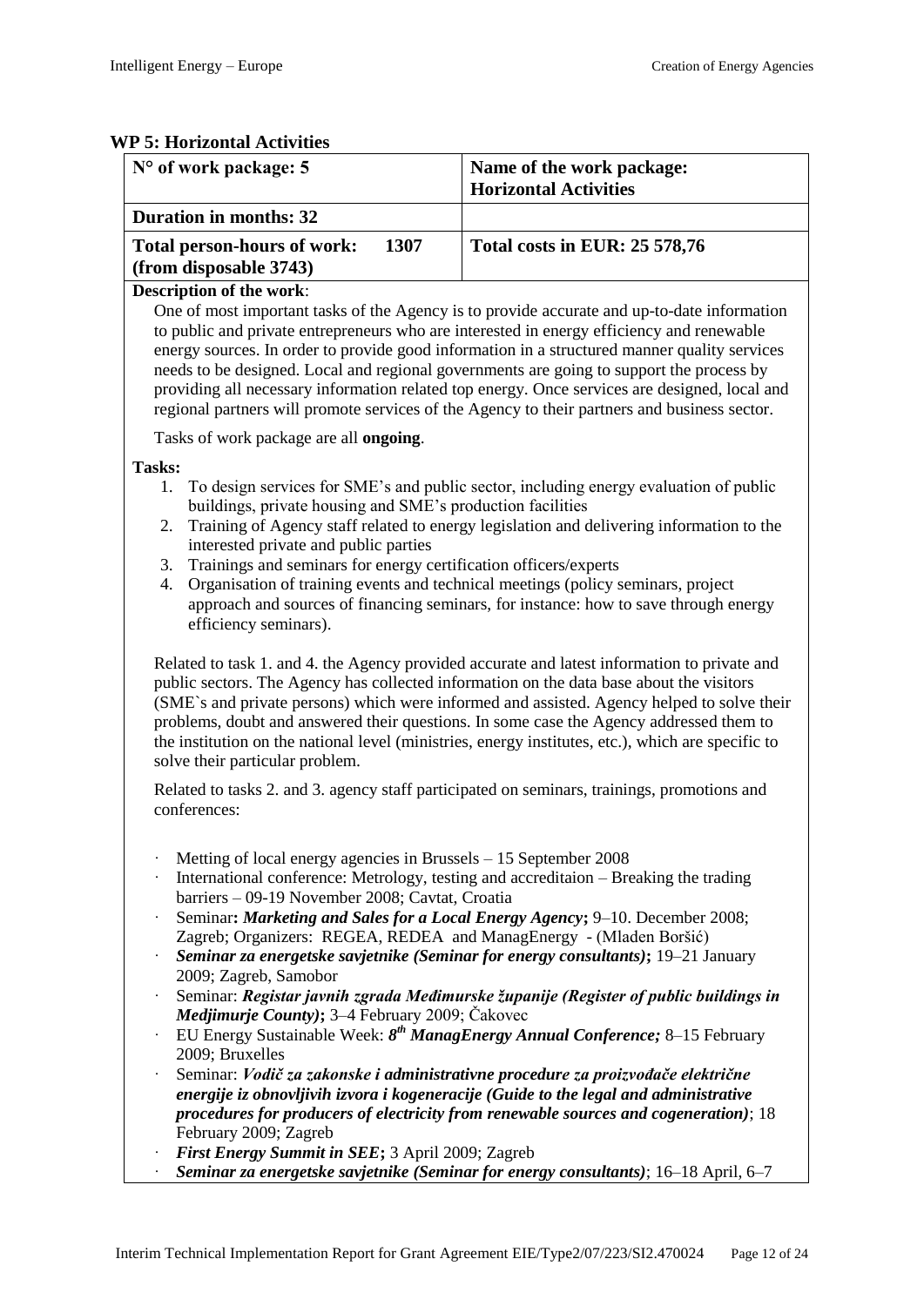### WP 5: Horizontal Activities

| **N° of work package: 5** | **Name of the work package: Horizontal Activities** |
|---|---|
| **Duration in months: 32** | |
| **Total person-hours of work: 1307 (from disposable 3743)** | **Total costs in EUR: 25 578,76** |

**Description of the work**:

One of most important tasks of the Agency is to provide accurate and up-to-date information to public and private entrepreneurs who are interested in energy efficiency and renewable energy sources. In order to provide good information in a structured manner quality services needs to be designed. Local and regional governments are going to support the process by providing all necessary information related top energy. Once services are designed, local and regional partners will promote services of the Agency to their partners and business sector.

Tasks of work package are all **ongoing**.

**Tasks:**

1. To design services for SME's and public sector, including energy evaluation of public buildings, private housing and SME's production facilities
2. Training of Agency staff related to energy legislation and delivering information to the interested private and public parties
3. Trainings and seminars for energy certification officers/experts
4. Organisation of training events and technical meetings (policy seminars, project approach and sources of financing seminars, for instance: how to save through energy efficiency seminars).

Related to task 1. and 4. the Agency provided accurate and latest information to private and public sectors. The Agency has collected information on the data base about the visitors (SME`s and private persons) which were informed and assisted. Agency helped to solve their problems, doubt and answered their questions. In some case the Agency addressed them to the institution on the national level (ministries, energy institutes, etc.), which are specific to solve their particular problem.

Related to tasks 2. and 3. agency staff participated on seminars, trainings, promotions and conferences:

- Metting of local energy agencies in Brussels – 15 September 2008
- International conference: Metrology, testing and accreditaion – Breaking the trading barriers – 09-19 November 2008; Cavtat, Croatia
- Seminar**: *Marketing and Sales for a Local Energy Agency*;** 9–10. December 2008; Zagreb; Organizers: REGEA, REDEA and ManagEnergy - (Mladen Boršić)
- ***Seminar za energetske savjetnike (Seminar for energy consultants)*;** 19–21 January 2009; Zagreb, Samobor
- Seminar: ***Registar javnih zgrada Međimurske županije (Register of public buildings in Medjimurje County)*;** 3–4 February 2009; Čakovec
- EU Energy Sustainable Week: ***8th ManagEnergy Annual Conference;*** 8–15 February 2009; Bruxelles
- Seminar: ***Vodič za zakonske i administrativne procedure za proizvođače električne energije iz obnovljivih izvora i kogeneracije (Guide to the legal and administrative procedures for producers of electricity from renewable sources and cogeneration)***; 18 February 2009; Zagreb
- ***First Energy Summit in SEE*;** 3 April 2009; Zagreb
- ***Seminar za energetske savjetnike (Seminar for energy consultants)***; 16–18 April, 6–7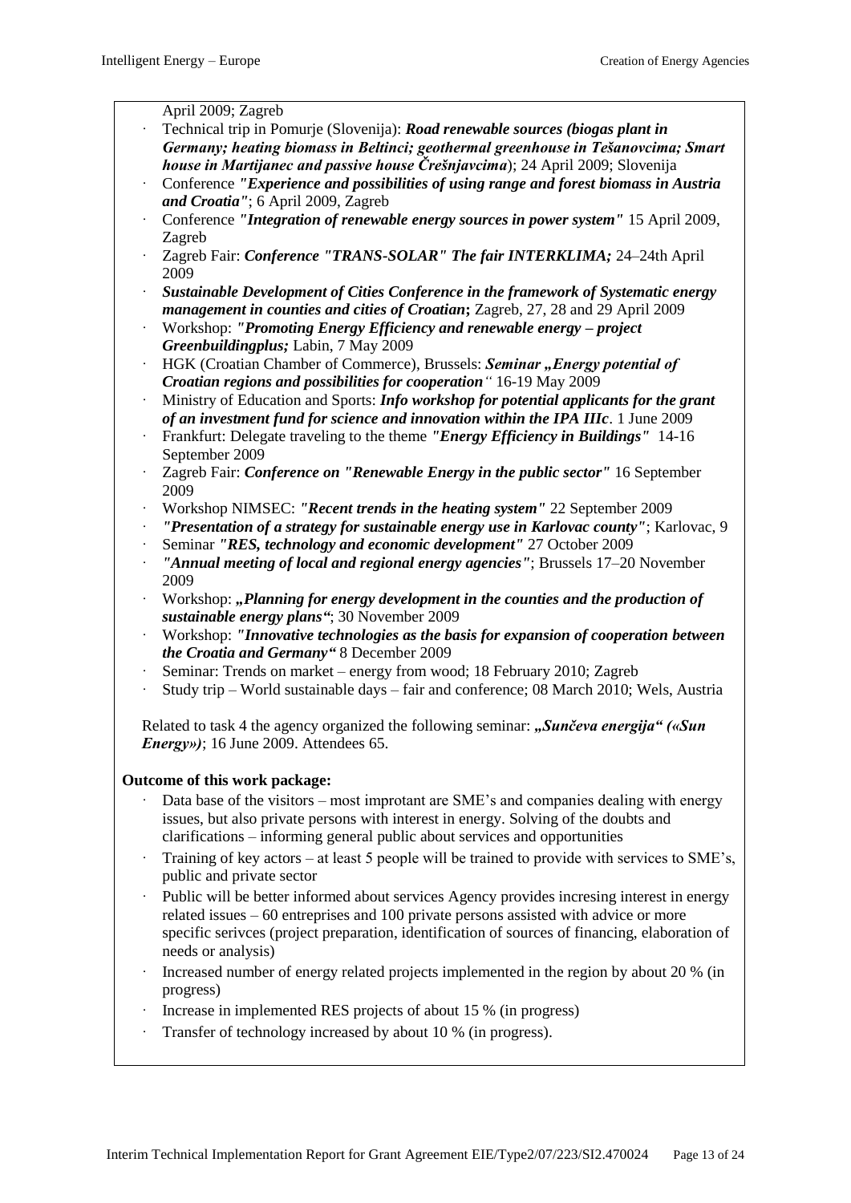April 2009; Zagreb

- Technical trip in Pomurje (Slovenija): ***Road renewable sources (biogas plant in Germany; heating biomass in Beltinci; geothermal greenhouse in Tešanovcima; Smart house in Martijanec and passive house Črešnjavcima***); 24 April 2009; Slovenija
- Conference ***"Experience and possibilities of using range and forest biomass in Austria and Croatia"***; 6 April 2009, Zagreb
- Conference ***"Integration of renewable energy sources in power system"*** 15 April 2009, Zagreb
- Zagreb Fair: ***Conference "TRANS-SOLAR" The fair INTERKLIMA;*** 24–24th April 2009
- ***Sustainable Development of Cities Conference in the framework of Systematic energy management in counties and cities of Croatian*****;** Zagreb, 27, 28 and 29 April 2009
- Workshop: ***"Promoting Energy Efficiency and renewable energy – project Greenbuildingplus;*** Labin, 7 May 2009
- HGK (Croatian Chamber of Commerce), Brussels: ***Seminar „Energy potential of Croatian regions and possibilities for cooperation*** *"* 16-19 May 2009
- Ministry of Education and Sports: ***Info workshop for potential applicants for the grant of an investment fund for science and innovation within the IPA IIIc***. 1 June 2009
- Frankfurt: Delegate traveling to the theme ***"Energy Efficiency in Buildings"*** 14-16 September 2009
- Zagreb Fair: ***Conference on "Renewable Energy in the public sector"*** 16 September 2009
- Workshop NIMSEC: ***"Recent trends in the heating system"*** 22 September 2009
- ***"Presentation of a strategy for sustainable energy use in Karlovac county"***; Karlovac, 9
- Seminar ***"RES, technology and economic development"*** 27 October 2009
- ***"Annual meeting of local and regional energy agencies"***; Brussels 17–20 November 2009
- Workshop: ***„Planning for energy development in the counties and the production of sustainable energy plans"***; 30 November 2009
- Workshop: ***"Innovative technologies as the basis for expansion of cooperation between the Croatia and Germany"*** 8 December 2009
- Seminar: Trends on market – energy from wood; 18 February 2010; Zagreb
- Study trip – World sustainable days – fair and conference; 08 March 2010; Wels, Austria

Related to task 4 the agency organized the following seminar: ***„Sunčeva energija" («Sun Energy»)***; 16 June 2009. Attendees 65.

**Outcome of this work package:**

- Data base of the visitors – most improtant are SME's and companies dealing with energy issues, but also private persons with interest in energy. Solving of the doubts and clarifications – informing general public about services and opportunities
- Training of key actors – at least 5 people will be trained to provide with services to SME's, public and private sector
- Public will be better informed about services Agency provides incresing interest in energy related issues – 60 entreprises and 100 private persons assisted with advice or more specific serivces (project preparation, identification of sources of financing, elaboration of needs or analysis)
- Increased number of energy related projects implemented in the region by about 20 % (in progress)
- Increase in implemented RES projects of about 15 % (in progress)
- Transfer of technology increased by about 10 % (in progress).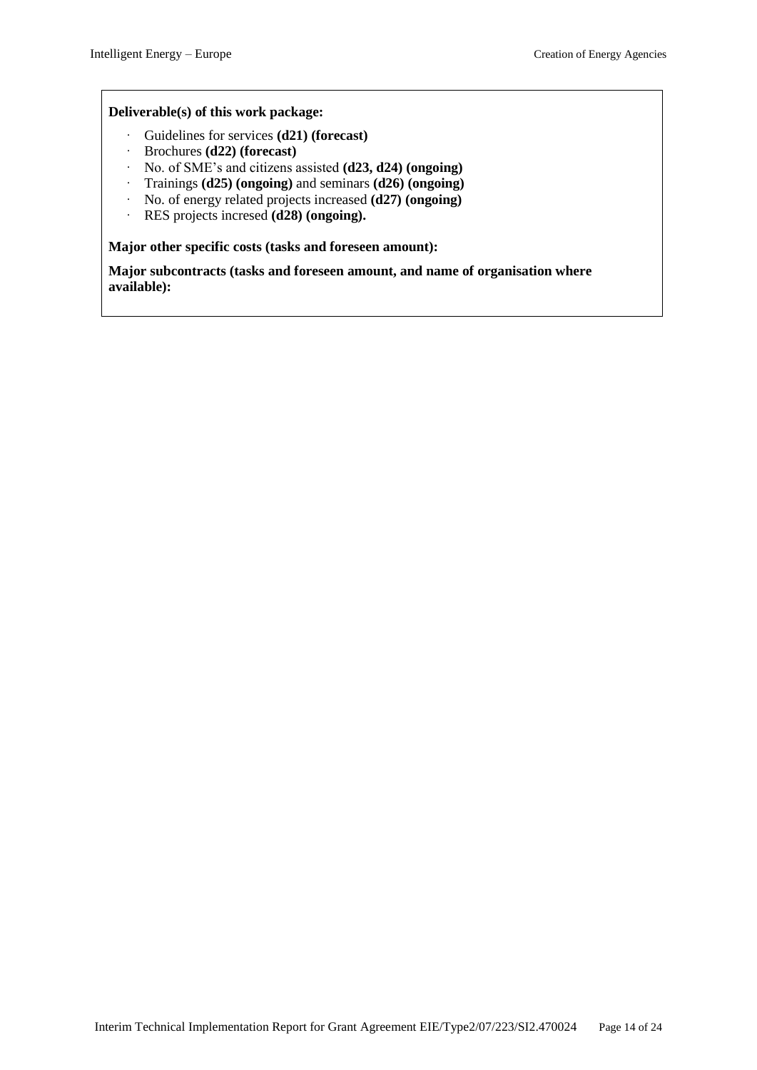**Deliverable(s) of this work package:**

- Guidelines for services **(d21) (forecast)**
- Brochures **(d22) (forecast)**
- No. of SME's and citizens assisted **(d23, d24) (ongoing)**
- Trainings **(d25) (ongoing)** and seminars **(d26) (ongoing)**
- No. of energy related projects increased **(d27) (ongoing)**
- RES projects incresed **(d28) (ongoing).**

**Major other specific costs (tasks and foreseen amount):**

**Major subcontracts (tasks and foreseen amount, and name of organisation where available):**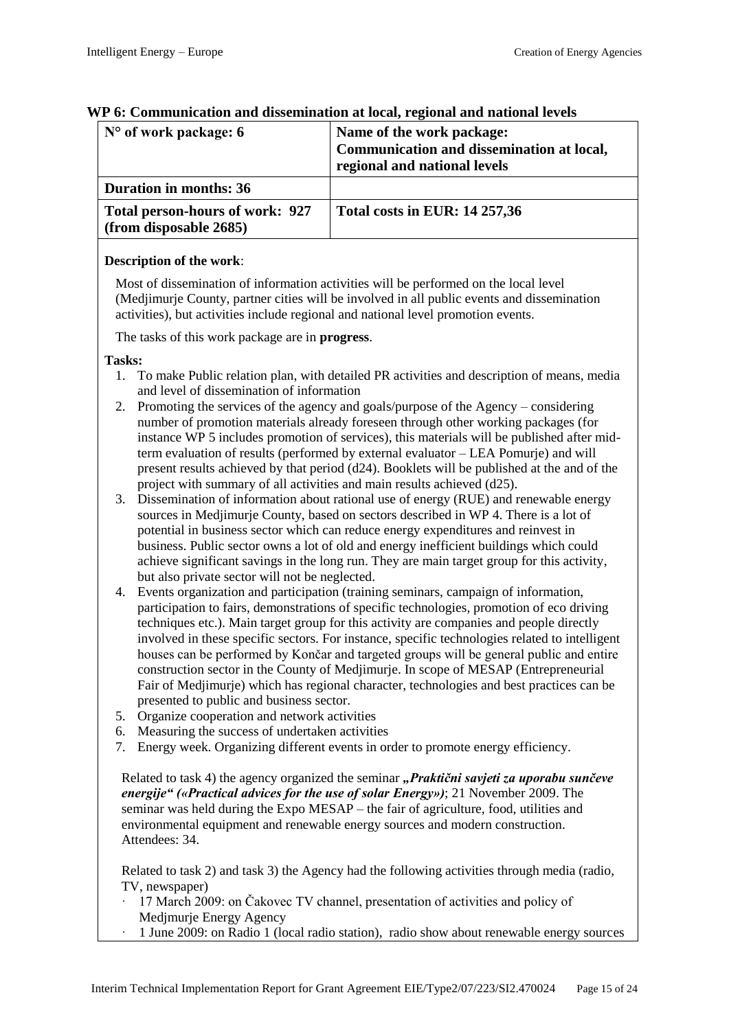## WP 6: Communication and dissemination at local, regional and national levels

| **N° of work package: 6** | **Name of the work package: Communication and dissemination at local, regional and national levels** |
| --- | --- |
| **Duration in months: 36** | |
| **Total person-hours of work: 927 (from disposable 2685)** | **Total costs in EUR: 14 257,36** |

**Description of the work**:

Most of dissemination of information activities will be performed on the local level (Medjimurje County, partner cities will be involved in all public events and dissemination activities), but activities include regional and national level promotion events.

The tasks of this work package are in **progress**.

**Tasks:**

1. To make Public relation plan, with detailed PR activities and description of means, media and level of dissemination of information
2. Promoting the services of the agency and goals/purpose of the Agency – considering number of promotion materials already foreseen through other working packages (for instance WP 5 includes promotion of services), this materials will be published after mid-term evaluation of results (performed by external evaluator – LEA Pomurje) and will present results achieved by that period (d24). Booklets will be published at the and of the project with summary of all activities and main results achieved (d25).
3. Dissemination of information about rational use of energy (RUE) and renewable energy sources in Medjimurje County, based on sectors described in WP 4. There is a lot of potential in business sector which can reduce energy expenditures and reinvest in business. Public sector owns a lot of old and energy inefficient buildings which could achieve significant savings in the long run. They are main target group for this activity, but also private sector will not be neglected.
4. Events organization and participation (training seminars, campaign of information, participation to fairs, demonstrations of specific technologies, promotion of eco driving techniques etc.). Main target group for this activity are companies and people directly involved in these specific sectors. For instance, specific technologies related to intelligent houses can be performed by Končar and targeted groups will be general public and entire construction sector in the County of Medjimurje. In scope of MESAP (Entrepreneurial Fair of Medjimurje) which has regional character, technologies and best practices can be presented to public and business sector.
5. Organize cooperation and network activities
6. Measuring the success of undertaken activities
7. Energy week. Organizing different events in order to promote energy efficiency.

Related to task 4) the agency organized the seminar ***„Praktični savjeti za uporabu sunčeve energije" («Practical advices for the use of solar Energy»)***; 21 November 2009. The seminar was held during the Expo MESAP – the fair of agriculture, food, utilities and environmental equipment and renewable energy sources and modern construction. Attendees: 34.

Related to task 2) and task 3) the Agency had the following activities through media (radio, TV, newspaper)

- 17 March 2009: on Čakovec TV channel, presentation of activities and policy of Medjmurje Energy Agency
- 1 June 2009: on Radio 1 (local radio station), radio show about renewable energy sources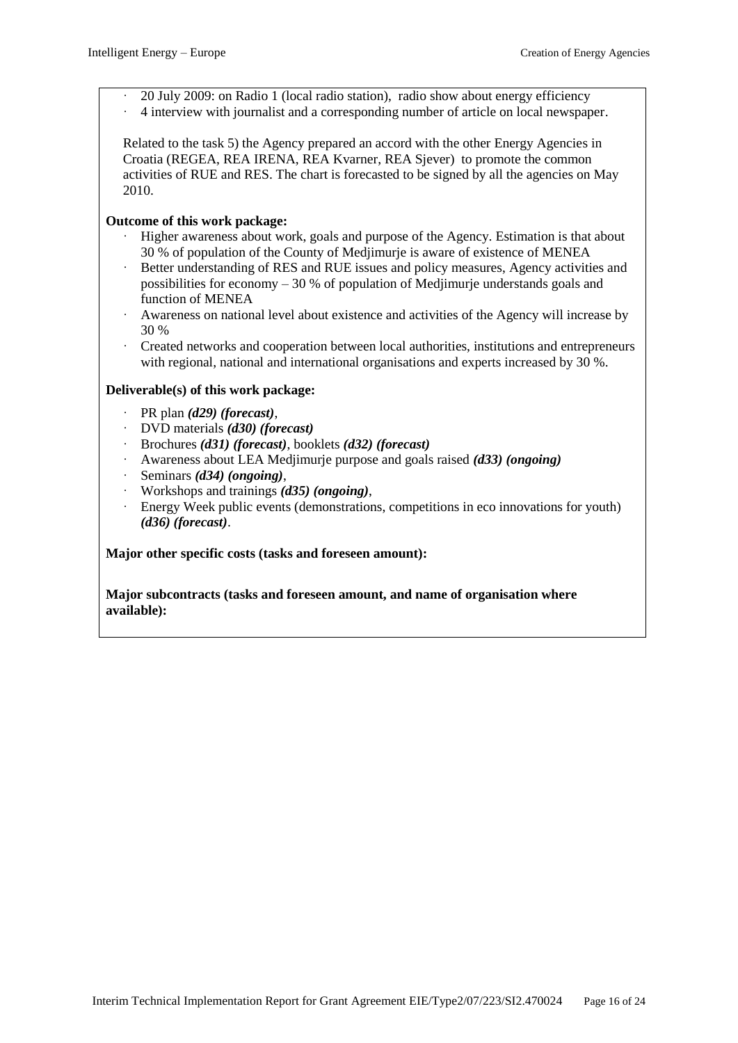- 20 July 2009: on Radio 1 (local radio station), radio show about energy efficiency
- 4 interview with journalist and a corresponding number of article on local newspaper.

Related to the task 5) the Agency prepared an accord with the other Energy Agencies in Croatia (REGEA, REA IRENA, REA Kvarner, REA Sjever) to promote the common activities of RUE and RES. The chart is forecasted to be signed by all the agencies on May 2010.

**Outcome of this work package:**

- Higher awareness about work, goals and purpose of the Agency. Estimation is that about 30 % of population of the County of Medjimurje is aware of existence of MENEA
- Better understanding of RES and RUE issues and policy measures, Agency activities and possibilities for economy – 30 % of population of Medjimurje understands goals and function of MENEA
- Awareness on national level about existence and activities of the Agency will increase by 30 %
- Created networks and cooperation between local authorities, institutions and entrepreneurs with regional, national and international organisations and experts increased by 30 %.

**Deliverable(s) of this work package:**

- PR plan ***(d29) (forecast)***,
- DVD materials ***(d30) (forecast)***
- Brochures ***(d31) (forecast)***, booklets ***(d32) (forecast)***
- Awareness about LEA Medjimurje purpose and goals raised ***(d33) (ongoing)***
- Seminars ***(d34) (ongoing)***,
- Workshops and trainings ***(d35) (ongoing)***,
- Energy Week public events (demonstrations, competitions in eco innovations for youth) ***(d36) (forecast)***.

**Major other specific costs (tasks and foreseen amount):**

**Major subcontracts (tasks and foreseen amount, and name of organisation where available):**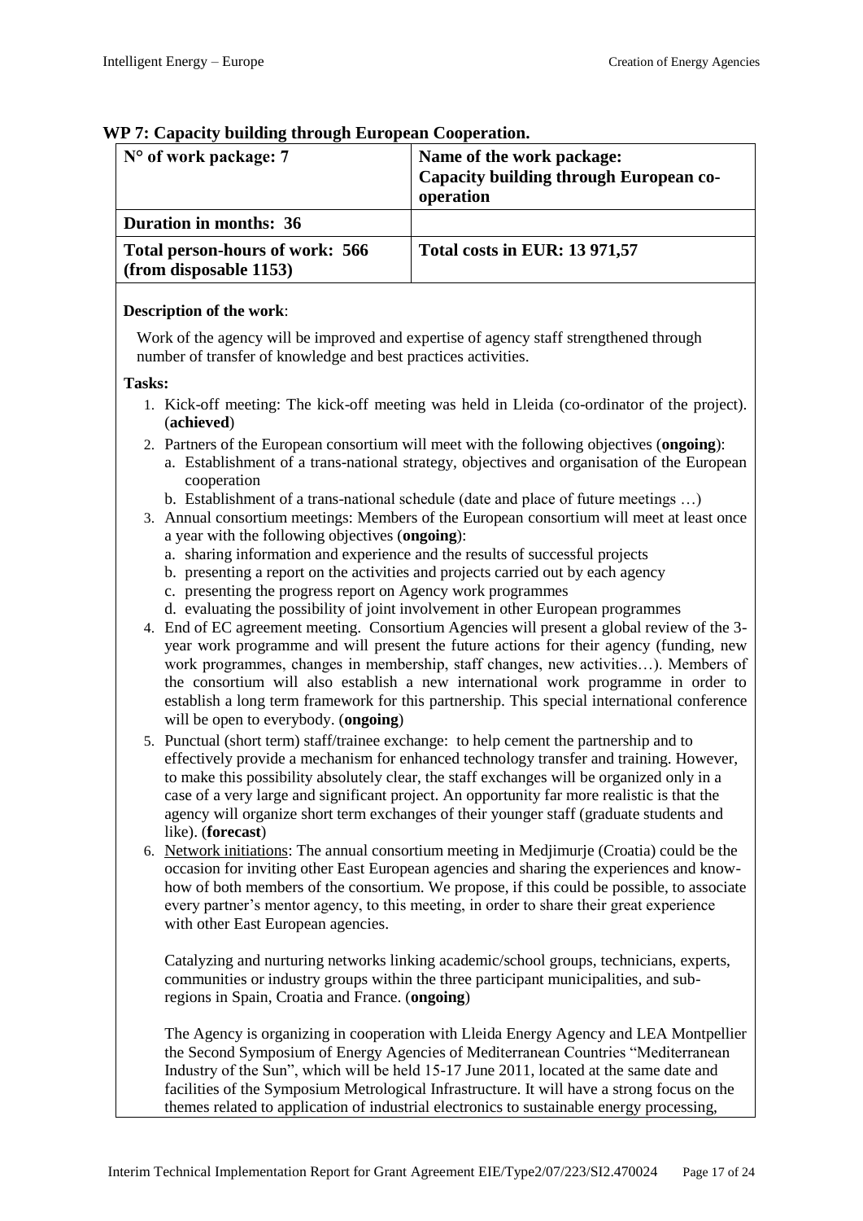## WP 7: Capacity building through European Cooperation.

| N° of work package: 7 | Name of the work package: Capacity building through European co-operation |
|---|---|
| **Duration in months: 36** | |
| **Total person-hours of work: 566 (from disposable 1153)** | **Total costs in EUR: 13 971,57** |

**Description of the work**:

Work of the agency will be improved and expertise of agency staff strengthened through number of transfer of knowledge and best practices activities.

**Tasks:**

1. Kick-off meeting: The kick-off meeting was held in Lleida (co-ordinator of the project). (**achieved**)
2. Partners of the European consortium will meet with the following objectives (**ongoing**):
   a. Establishment of a trans-national strategy, objectives and organisation of the European cooperation
   b. Establishment of a trans-national schedule (date and place of future meetings …)
3. Annual consortium meetings: Members of the European consortium will meet at least once a year with the following objectives (**ongoing**):
   a. sharing information and experience and the results of successful projects
   b. presenting a report on the activities and projects carried out by each agency
   c. presenting the progress report on Agency work programmes
   d. evaluating the possibility of joint involvement in other European programmes
4. End of EC agreement meeting. Consortium Agencies will present a global review of the 3-year work programme and will present the future actions for their agency (funding, new work programmes, changes in membership, staff changes, new activities…). Members of the consortium will also establish a new international work programme in order to establish a long term framework for this partnership. This special international conference will be open to everybody. (**ongoing**)
5. Punctual (short term) staff/trainee exchange: to help cement the partnership and to effectively provide a mechanism for enhanced technology transfer and training. However, to make this possibility absolutely clear, the staff exchanges will be organized only in a case of a very large and significant project. An opportunity far more realistic is that the agency will organize short term exchanges of their younger staff (graduate students and like). (**forecast**)
6. Network initiations: The annual consortium meeting in Medjimurje (Croatia) could be the occasion for inviting other East European agencies and sharing the experiences and know-how of both members of the consortium. We propose, if this could be possible, to associate every partner's mentor agency, to this meeting, in order to share their great experience with other East European agencies.

   Catalyzing and nurturing networks linking academic/school groups, technicians, experts, communities or industry groups within the three participant municipalities, and sub-regions in Spain, Croatia and France. (**ongoing**)

   The Agency is organizing in cooperation with Lleida Energy Agency and LEA Montpellier the Second Symposium of Energy Agencies of Mediterranean Countries "Mediterranean Industry of the Sun", which will be held 15-17 June 2011, located at the same date and facilities of the Symposium Metrological Infrastructure. It will have a strong focus on the themes related to application of industrial electronics to sustainable energy processing,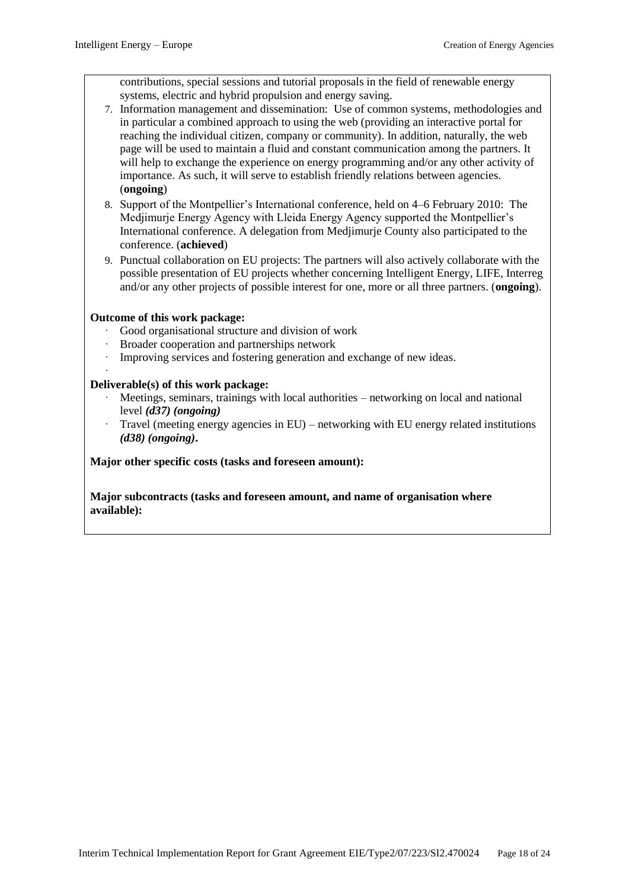contributions, special sessions and tutorial proposals in the field of renewable energy systems, electric and hybrid propulsion and energy saving.

7. Information management and dissemination: Use of common systems, methodologies and in particular a combined approach to using the web (providing an interactive portal for reaching the individual citizen, company or community). In addition, naturally, the web page will be used to maintain a fluid and constant communication among the partners. It will help to exchange the experience on energy programming and/or any other activity of importance. As such, it will serve to establish friendly relations between agencies. (**ongoing**)
8. Support of the Montpellier's International conference, held on 4–6 February 2010: The Medjimurje Energy Agency with Lleida Energy Agency supported the Montpellier's International conference. A delegation from Medjimurje County also participated to the conference. (**achieved**)
9. Punctual collaboration on EU projects: The partners will also actively collaborate with the possible presentation of EU projects whether concerning Intelligent Energy, LIFE, Interreg and/or any other projects of possible interest for one, more or all three partners. (**ongoing**).

**Outcome of this work package:**

- Good organisational structure and division of work
- Broader cooperation and partnerships network
- Improving services and fostering generation and exchange of new ideas.

**Deliverable(s) of this work package:**

- Meetings, seminars, trainings with local authorities – networking on local and national level ***(d37) (ongoing)***
- Travel (meeting energy agencies in EU) – networking with EU energy related institutions ***(d38) (ongoing)*.**

**Major other specific costs (tasks and foreseen amount):**

**Major subcontracts (tasks and foreseen amount, and name of organisation where available):**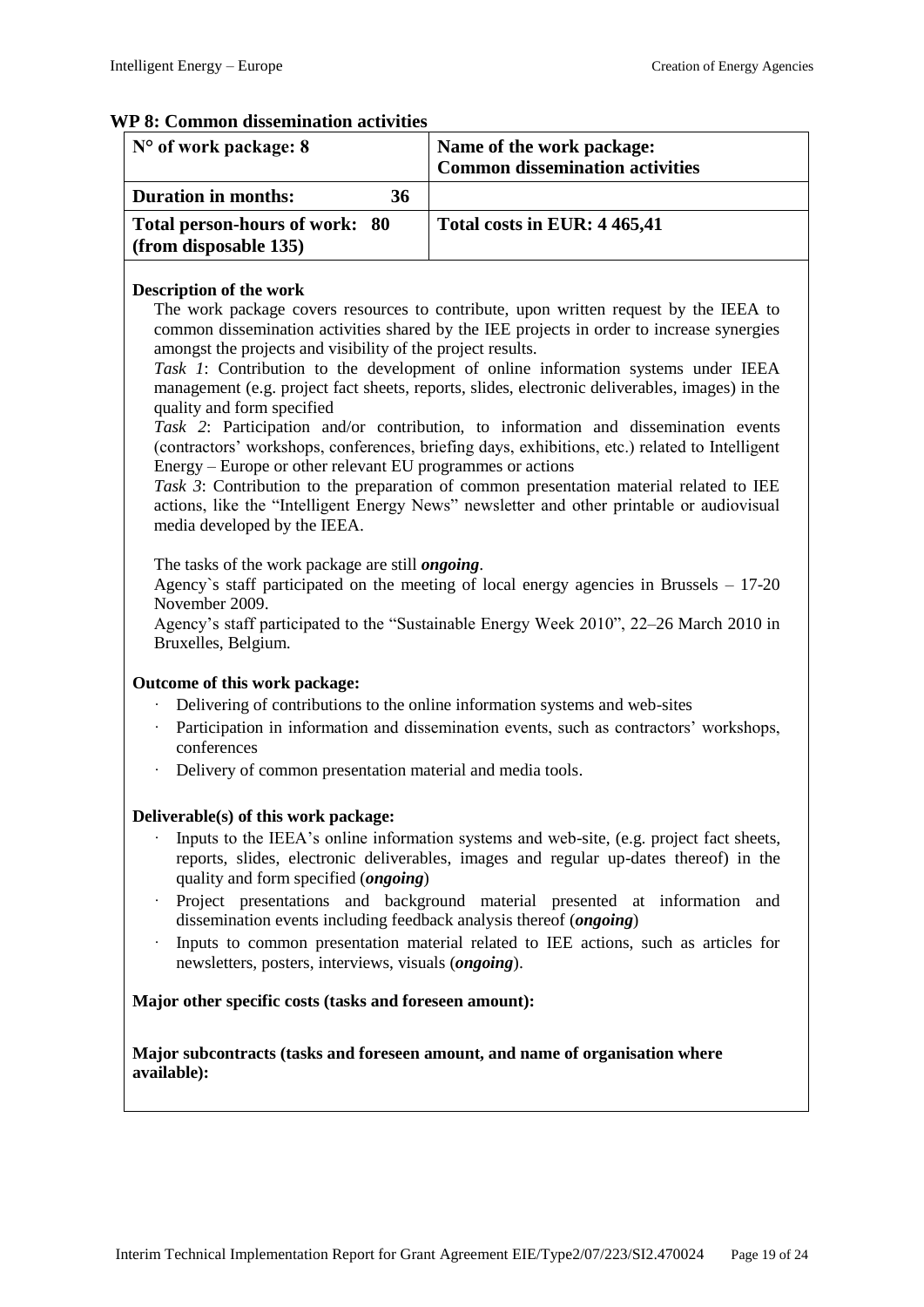## WP 8: Common dissemination activities

| N° of work package: 8 | Name of the work package: **Common dissemination activities** |
|---|---|
| **Duration in months: 36** | |
| **Total person-hours of work: 80 (from disposable 135)** | **Total costs in EUR: 4 465,41** |

**Description of the work**

The work package covers resources to contribute, upon written request by the IEEA to common dissemination activities shared by the IEE projects in order to increase synergies amongst the projects and visibility of the project results.

*Task 1*: Contribution to the development of online information systems under IEEA management (e.g. project fact sheets, reports, slides, electronic deliverables, images) in the quality and form specified

*Task 2*: Participation and/or contribution, to information and dissemination events (contractors' workshops, conferences, briefing days, exhibitions, etc.) related to Intelligent Energy – Europe or other relevant EU programmes or actions

*Task 3*: Contribution to the preparation of common presentation material related to IEE actions, like the "Intelligent Energy News" newsletter and other printable or audiovisual media developed by the IEEA.

The tasks of the work package are still ***ongoing***.

Agency`s staff participated on the meeting of local energy agencies in Brussels – 17-20 November 2009.

Agency's staff participated to the "Sustainable Energy Week 2010", 22–26 March 2010 in Bruxelles, Belgium.

**Outcome of this work package:**

- Delivering of contributions to the online information systems and web-sites
- Participation in information and dissemination events, such as contractors' workshops, conferences
- Delivery of common presentation material and media tools.

**Deliverable(s) of this work package:**

- Inputs to the IEEA's online information systems and web-site, (e.g. project fact sheets, reports, slides, electronic deliverables, images and regular up-dates thereof) in the quality and form specified (***ongoing***)
- Project presentations and background material presented at information and dissemination events including feedback analysis thereof (***ongoing***)
- Inputs to common presentation material related to IEE actions, such as articles for newsletters, posters, interviews, visuals (***ongoing***).

**Major other specific costs (tasks and foreseen amount):**

**Major subcontracts (tasks and foreseen amount, and name of organisation where available):**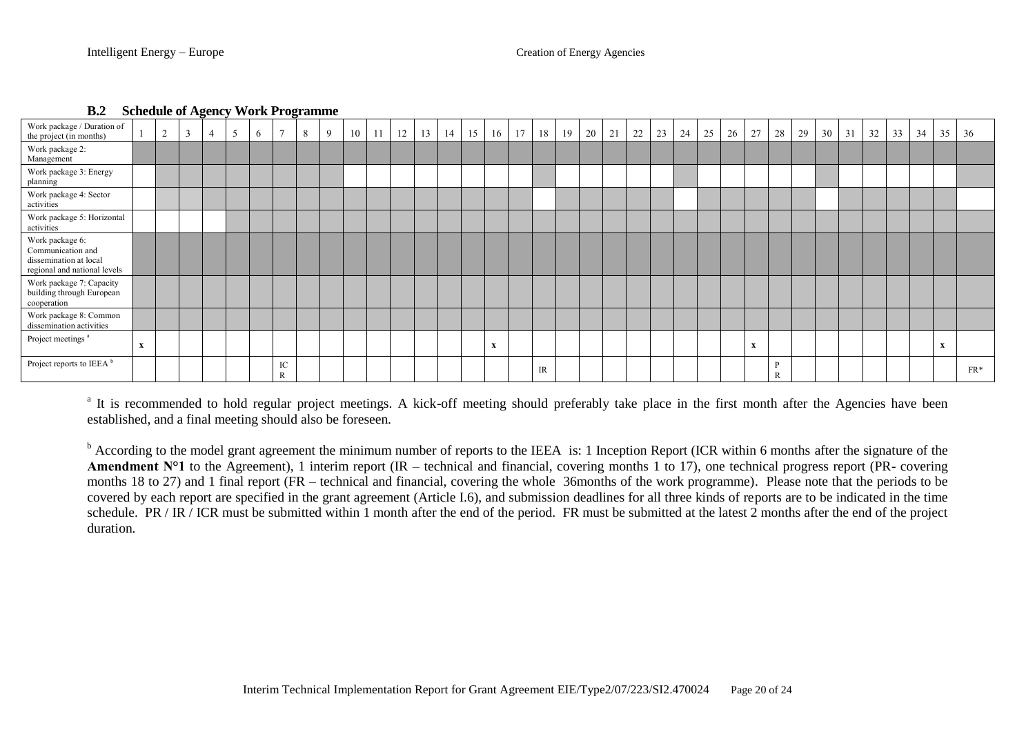### B.2 Schedule of Agency Work Programme

| Work package / Duration of the project (in months) | 1 | 2 | 3 | 4 | 5 | 6 | 7 | 8 | 9 | 10 | 11 | 12 | 13 | 14 | 15 | 16 | 17 | 18 | 19 | 20 | 21 | 22 | 23 | 24 | 25 | 26 | 27 | 28 | 29 | 30 | 31 | 32 | 33 | 34 | 35 | 36 |
|---|---|---|---|---|---|---|---|---|---|---|---|---|---|---|---|---|---|---|---|---|---|---|---|---|---|---|---|---|---|---|---|---|---|---|---|---|
| Work package 2: Management | | | | | | | | | | | | | | | | | | | | | | | | | | | | | | | | | | | | |
| Work package 3: Energy planning | | | | | | | | | | | | | | | | | | | | | | | | | | | | | | | | | | | | |
| Work package 4: Sector activities | | | | | | | | | | | | | | | | | | | | | | | | | | | | | | | | | | | | |
| Work package 5: Horizontal activities | | | | | | | | | | | | | | | | | | | | | | | | | | | | | | | | | | | | |
| Work package 6: Communication and dissemination at local regional and national levels | | | | | | | | | | | | | | | | | | | | | | | | | | | | | | | | | | | | |
| Work package 7: Capacity building through European cooperation | | | | | | | | | | | | | | | | | | | | | | | | | | | | | | | | | | | | |
| Work package 8: Common dissemination activities | | | | | | | | | | | | | | | | | | | | | | | | | | | | | | | | | | | | |
| Project meetings [a] | x | | | | | | | | | | | | | | | x | | | | | | | | | | | x | | | | | | | | x | |
| Project reports to IEEA [b] | | | | | | | ICR | | | | | | | | | | | IR | | | | | | | | | | PR | | | | | | | | FR* |

[a] It is recommended to hold regular project meetings. A kick-off meeting should preferably take place in the first month after the Agencies have been established, and a final meeting should also be foreseen.

[b] According to the model grant agreement the minimum number of reports to the IEEA is: 1 Inception Report (ICR within 6 months after the signature of the **Amendment N°1** to the Agreement), 1 interim report (IR – technical and financial, covering months 1 to 17), one technical progress report (PR- covering months 18 to 27) and 1 final report (FR – technical and financial, covering the whole 36months of the work programme). Please note that the periods to be covered by each report are specified in the grant agreement (Article I.6), and submission deadlines for all three kinds of reports are to be indicated in the time schedule. PR / IR / ICR must be submitted within 1 month after the end of the period. FR must be submitted at the latest 2 months after the end of the project duration.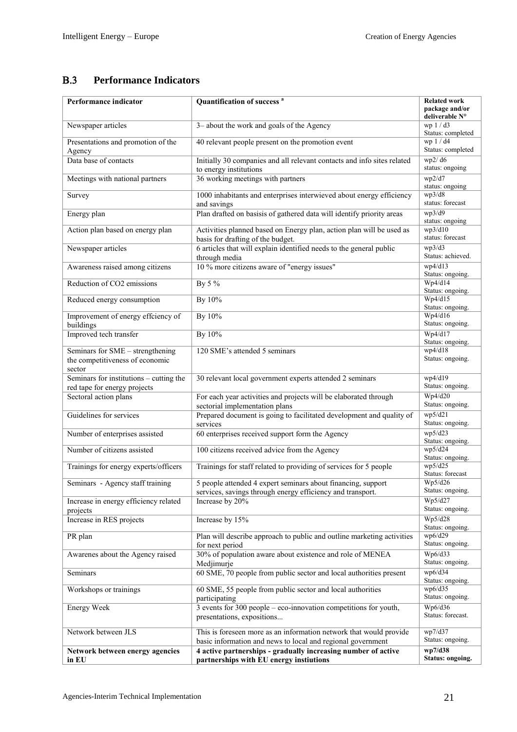## B.3 Performance Indicators

| Performance indicator | Quantification of success [a] | Related work package and/or deliverable N° |
|---|---|---|
| Newspaper articles | 3– about the work and goals of the Agency | wp 1 / d3 Status: completed |
| Presentations and promotion of the Agency | 40 relevant people present on the promotion event | wp 1 / d4 Status: completed |
| Data base of contacts | Initially 30 companies and all relevant contacts and info sites related to energy institutions | wp2/ d6 status: ongoing |
| Meetings with national partners | 36 working meetings with partners | wp2/d7 status: ongoing |
| Survey | 1000 inhabitants and enterprises interwieved about energy efficiency and savings | wp3/d8 status: forecast |
| Energy plan | Plan drafted on basisis of gathered data will identify priority areas | wp3/d9 status: ongoing |
| Action plan based on energy plan | Activities planned based on Energy plan, action plan will be used as basis for drafting of the budget. | wp3/d10 status: forecast |
| Newspaper articles | 6 articles that will explain identified needs to the general public through media | wp3/d3 Status: achieved. |
| Awareness raised among citizens | 10 % more citizens aware of "energy issues" | wp4/d13 Status: ongoing. |
| Reduction of CO2 emissions | By 5 % | Wp4/d14 Status: ongoing. |
| Reduced energy consumption | By 10% | Wp4/d15 Status: ongoing. |
| Improvement of energy effciency of buildings | By 10% | Wp4/d16 Status: ongoing. |
| Improved tech transfer | By 10% | Wp4/d17 Status: ongoing. |
| Seminars for SME – strengthening the competitiveness of economic sector | 120 SME's attended 5 seminars | wp4/d18 Status: ongoing. |
| Seminars for institutions – cutting the red tape for energy projects | 30 relevant local government experts attended 2 seminars | wp4/d19 Status: ongoing. |
| Sectoral action plans | For each year activities and projects will be elaborated through sectorial implementation plans | Wp4/d20 Status: ongoing. |
| Guidelines for services | Prepared document is going to facilitated development and quality of services | wp5/d21 Status: ongoing. |
| Number of enterprises assisted | 60 enterprises received support form the Agency | wp5/d23 Status: ongoing. |
| Number of citizens assisted | 100 citizens received advice from the Agency | wp5/d24 Status: ongoing. |
| Trainings for energy experts/officers | Trainings for staff related to providing of services for 5 people | wp5/d25 Status: forecast |
| Seminars - Agency staff training | 5 people attended 4 expert seminars about financing, support services, savings through energy efficiency and transport. | Wp5/d26 Status: ongoing. |
| Increase in energy efficiency related projects | Increase by 20% | Wp5/d27 Status: ongoing. |
| Increase in RES projects | Increase by 15% | Wp5/d28 Status: ongoing. |
| PR plan | Plan will describe approach to public and outline marketing activities for next period | wp6/d29 Status: ongoing. |
| Awarenes about the Agency raised | 30% of population aware about existence and role of MENEA Medjimurje | Wp6/d33 Status: ongoing. |
| Seminars | 60 SME, 70 people from public sector and local authorities present | wp6/d34 Status: ongoing. |
| Workshops or trainings | 60 SME, 55 people from public sector and local authorities participating | wp6/d35 Status: ongoing. |
| Energy Week | 3 events for 300 people – eco-innovation competitions for youth, presentations, expositions... | Wp6/d36 Status: forecast. |
| Network between JLS | This is foreseen more as an information network that would provide basic information and news to local and regional government | wp7/d37 Status: ongoing. |
| **Network between energy agencies in EU** | **4 active partnerships - gradually increasing number of active partnerships with EU energy instiutions** | **wp7/d38 Status: ongoing.** |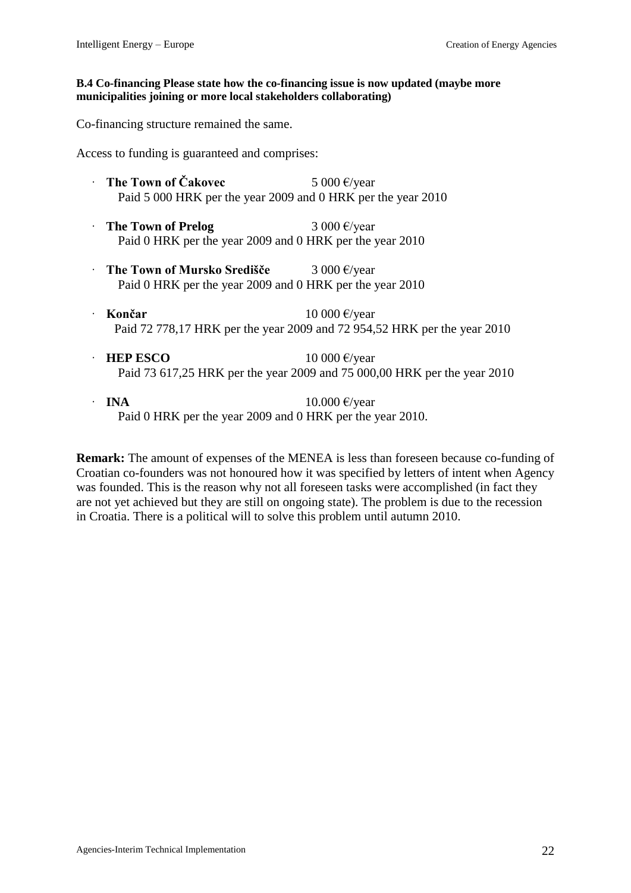**B.4 Co-financing Please state how the co-financing issue is now updated (maybe more municipalities joining or more local stakeholders collaborating)**

Co-financing structure remained the same.

Access to funding is guaranteed and comprises:

- **The Town of Čakovec** 5 000 €/year
  Paid 5 000 HRK per the year 2009 and 0 HRK per the year 2010
- **The Town of Prelog** 3 000 €/year
  Paid 0 HRK per the year 2009 and 0 HRK per the year 2010
- **The Town of Mursko Središče** 3 000 €/year
  Paid 0 HRK per the year 2009 and 0 HRK per the year 2010
- **Končar** 10 000 €/year
  Paid 72 778,17 HRK per the year 2009 and 72 954,52 HRK per the year 2010
- **HEP ESCO** 10 000 €/year
  Paid 73 617,25 HRK per the year 2009 and 75 000,00 HRK per the year 2010
- **INA** 10.000 €/year
  Paid 0 HRK per the year 2009 and 0 HRK per the year 2010.

**Remark:** The amount of expenses of the MENEA is less than foreseen because co-funding of Croatian co-founders was not honoured how it was specified by letters of intent when Agency was founded. This is the reason why not all foreseen tasks were accomplished (in fact they are not yet achieved but they are still on ongoing state). The problem is due to the recession in Croatia. There is a political will to solve this problem until autumn 2010.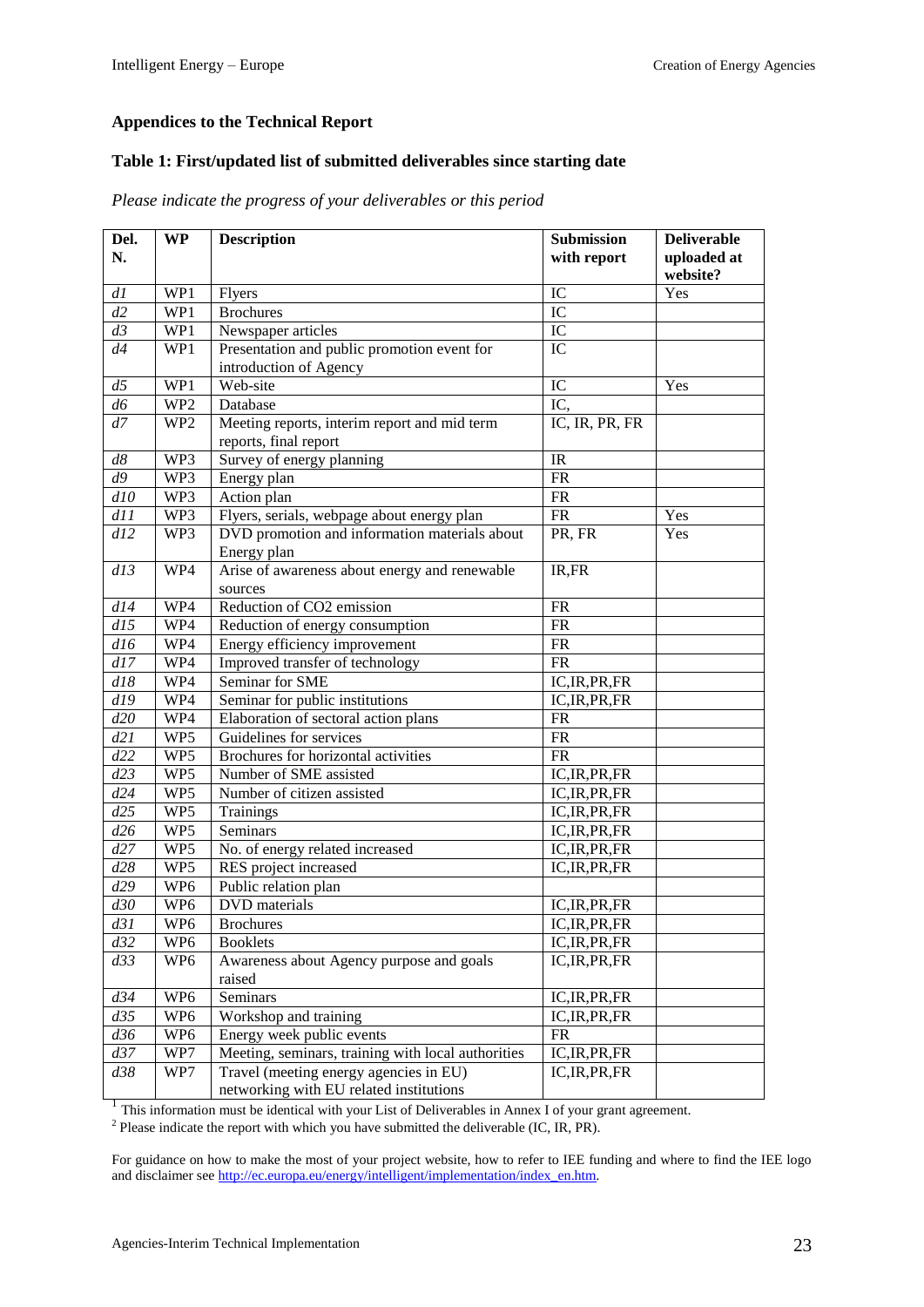**Appendices to the Technical Report**

**Table 1: First/updated list of submitted deliverables since starting date**

*Please indicate the progress of your deliverables or this period*

| Del. N. | WP | Description | Submission with report | Deliverable uploaded at website? |
|---|---|---|---|---|
| *d1* | WP1 | Flyers | IC | Yes |
| *d2* | WP1 | Brochures | IC | |
| *d3* | WP1 | Newspaper articles | IC | |
| *d4* | WP1 | Presentation and public promotion event for introduction of Agency | IC | |
| *d5* | WP1 | Web-site | IC | Yes |
| *d6* | WP2 | Database | IC, | |
| *d7* | WP2 | Meeting reports, interim report and mid term reports, final report | IC, IR, PR, FR | |
| *d8* | WP3 | Survey of energy planning | IR | |
| *d9* | WP3 | Energy plan | FR | |
| *d10* | WP3 | Action plan | FR | |
| *d11* | WP3 | Flyers, serials, webpage about energy plan | FR | Yes |
| *d12* | WP3 | DVD promotion and information materials about Energy plan | PR, FR | Yes |
| *d13* | WP4 | Arise of awareness about energy and renewable sources | IR,FR | |
| *d14* | WP4 | Reduction of CO2 emission | FR | |
| *d15* | WP4 | Reduction of energy consumption | FR | |
| *d16* | WP4 | Energy efficiency improvement | FR | |
| *d17* | WP4 | Improved transfer of technology | FR | |
| *d18* | WP4 | Seminar for SME | IC,IR,PR,FR | |
| *d19* | WP4 | Seminar for public institutions | IC,IR,PR,FR | |
| *d20* | WP4 | Elaboration of sectoral action plans | FR | |
| *d21* | WP5 | Guidelines for services | FR | |
| *d22* | WP5 | Brochures for horizontal activities | FR | |
| *d23* | WP5 | Number of SME assisted | IC,IR,PR,FR | |
| *d24* | WP5 | Number of citizen assisted | IC,IR,PR,FR | |
| *d25* | WP5 | Trainings | IC,IR,PR,FR | |
| *d26* | WP5 | Seminars | IC,IR,PR,FR | |
| *d27* | WP5 | No. of energy related increased | IC,IR,PR,FR | |
| *d28* | WP5 | RES project increased | IC,IR,PR,FR | |
| *d29* | WP6 | Public relation plan | | |
| *d30* | WP6 | DVD materials | IC,IR,PR,FR | |
| *d31* | WP6 | Brochures | IC,IR,PR,FR | |
| *d32* | WP6 | Booklets | IC,IR,PR,FR | |
| *d33* | WP6 | Awareness about Agency purpose and goals raised | IC,IR,PR,FR | |
| *d34* | WP6 | Seminars | IC,IR,PR,FR | |
| *d35* | WP6 | Workshop and training | IC,IR,PR,FR | |
| *d36* | WP6 | Energy week public events | FR | |
| *d37* | WP7 | Meeting, seminars, training with local authorities | IC,IR,PR,FR | |
| *d38* | WP7 | Travel (meeting energy agencies in EU) networking with EU related institutions | IC,IR,PR,FR | |

[1] This information must be identical with your List of Deliverables in Annex I of your grant agreement.

[2] Please indicate the report with which you have submitted the deliverable (IC, IR, PR).

For guidance on how to make the most of your project website, how to refer to IEE funding and where to find the IEE logo and disclaimer see http://ec.europa.eu/energy/intelligent/implementation/index_en.htm.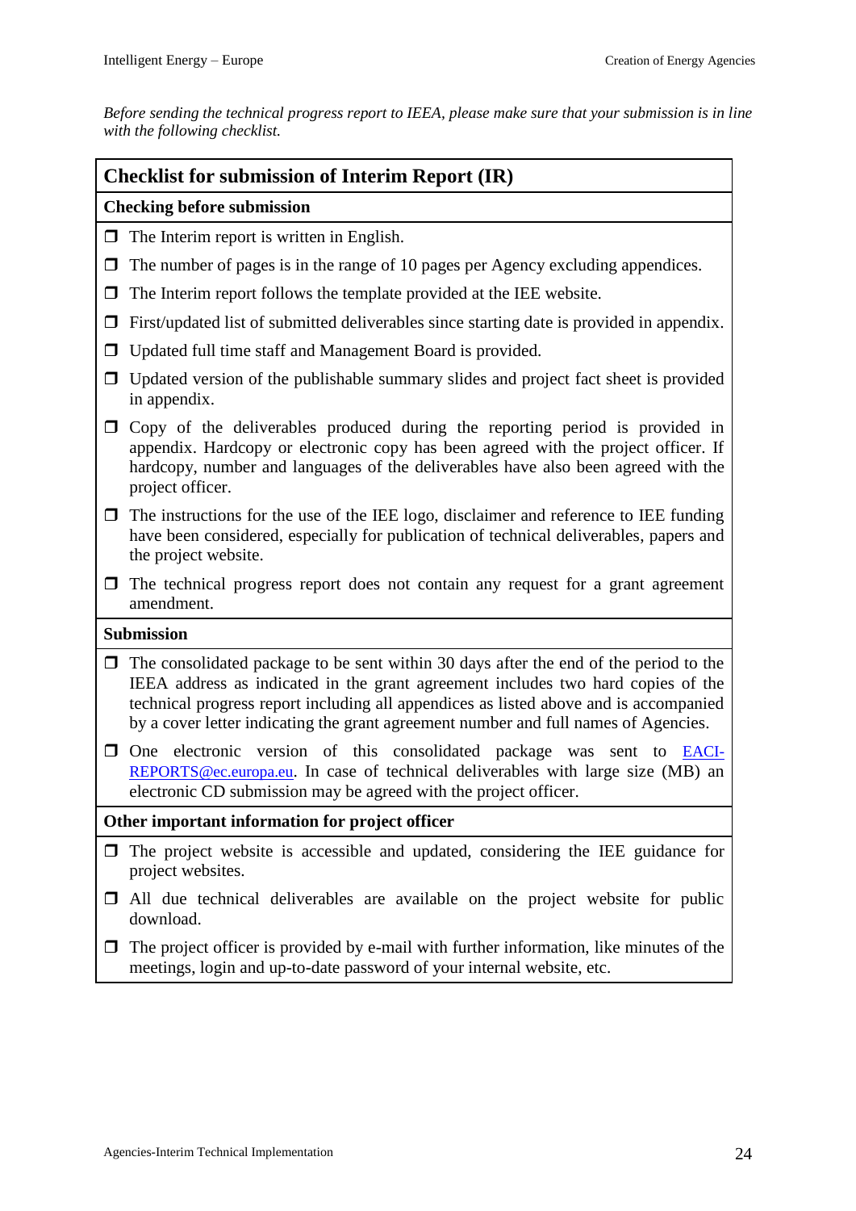*Before sending the technical progress report to IEEA, please make sure that your submission is in line with the following checklist.*

## Checklist for submission of Interim Report (IR)

### Checking before submission

- ❒ The Interim report is written in English.
- ❒ The number of pages is in the range of 10 pages per Agency excluding appendices.
- ❒ The Interim report follows the template provided at the IEE website.
- ❒ First/updated list of submitted deliverables since starting date is provided in appendix.
- ❒ Updated full time staff and Management Board is provided.
- ❒ Updated version of the publishable summary slides and project fact sheet is provided in appendix.
- ❒ Copy of the deliverables produced during the reporting period is provided in appendix. Hardcopy or electronic copy has been agreed with the project officer. If hardcopy, number and languages of the deliverables have also been agreed with the project officer.
- ❒ The instructions for the use of the IEE logo, disclaimer and reference to IEE funding have been considered, especially for publication of technical deliverables, papers and the project website.
- ❒ The technical progress report does not contain any request for a grant agreement amendment.

### Submission

- ❒ The consolidated package to be sent within 30 days after the end of the period to the IEEA address as indicated in the grant agreement includes two hard copies of the technical progress report including all appendices as listed above and is accompanied by a cover letter indicating the grant agreement number and full names of Agencies.
- ❒ One electronic version of this consolidated package was sent to EACI-REPORTS@ec.europa.eu. In case of technical deliverables with large size (MB) an electronic CD submission may be agreed with the project officer.

### Other important information for project officer

- ❒ The project website is accessible and updated, considering the IEE guidance for project websites.
- ❒ All due technical deliverables are available on the project website for public download.
- ❒ The project officer is provided by e-mail with further information, like minutes of the meetings, login and up-to-date password of your internal website, etc.